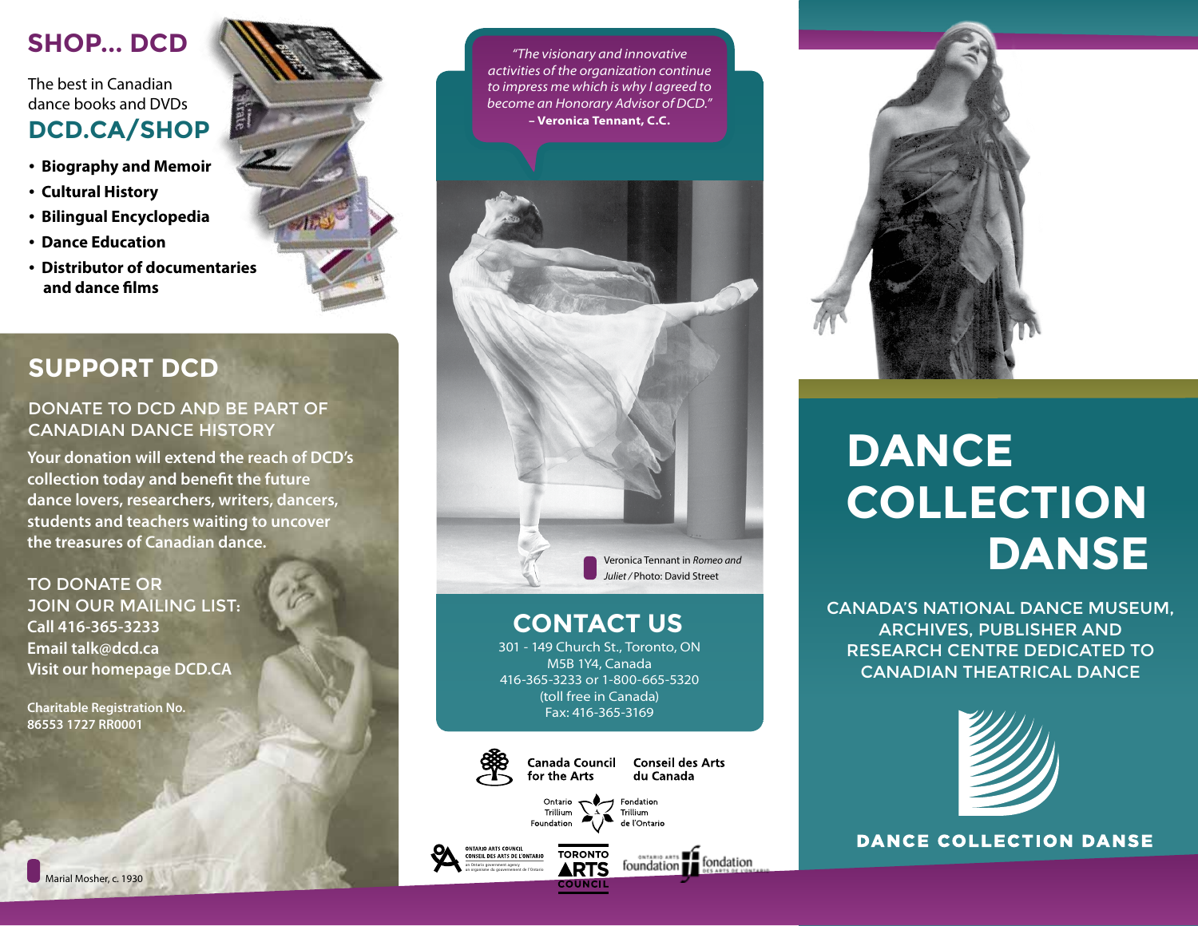## SHOP... DCD

The best in Canadian dance books and DVDs

**DCD.CA/SHOP**

- **Biography and Memoir**
- **Cultural History**
- **Bilingual Encyclopedia**
- **Dance Education**
- **Distributor of documentaries and dance films**

## SUPPORT DCD

DONATE TO DCD AND BE PART OF CANADIAN DANCE HISTORY

**Your donation will extend the reach of DCD's collection today and benefit the future dance lovers, researchers, writers, dancers, students and teachers waiting to uncover the treasures of Canadian dance.**

TO DONATE OR JOIN OUR MAILING LIST:
**Call 416-365-3233**
**Email talk@dcd.ca**
**Visit our homepage DCD.CA**

**Charitable Registration No. 86553 1727 RR0001**

Marial Mosher, c. 1930

*"The visionary and innovative activities of the organization continue to impress me which is why I agreed to become an Honorary Advisor of DCD."*
**– Veronica Tennant, C.C.**

Veronica Tennant in *Romeo and Juliet* / Photo: David Street

## CONTACT US

301 - 149 Church St., Toronto, ON
M5B 1Y4, Canada
416-365-3233 or 1-800-665-5320
(toll free in Canada)
Fax: 416-365-3169

Canada Council for the Arts | Conseil des Arts du Canada

Ontario Trillium Foundation | Fondation Trillium de l'Ontario

Ontario Arts Council | Conseil des arts de l'Ontario – an Ontario government agency | un organisme du gouvernement de l'Ontario

Toronto Arts Council

Ontario Arts foundation | fondation des arts de l'Ontario

# DANCE COLLECTION DANSE

CANADA'S NATIONAL DANCE MUSEUM, ARCHIVES, PUBLISHER AND RESEARCH CENTRE DEDICATED TO CANADIAN THEATRICAL DANCE

DANCE COLLECTION DANSE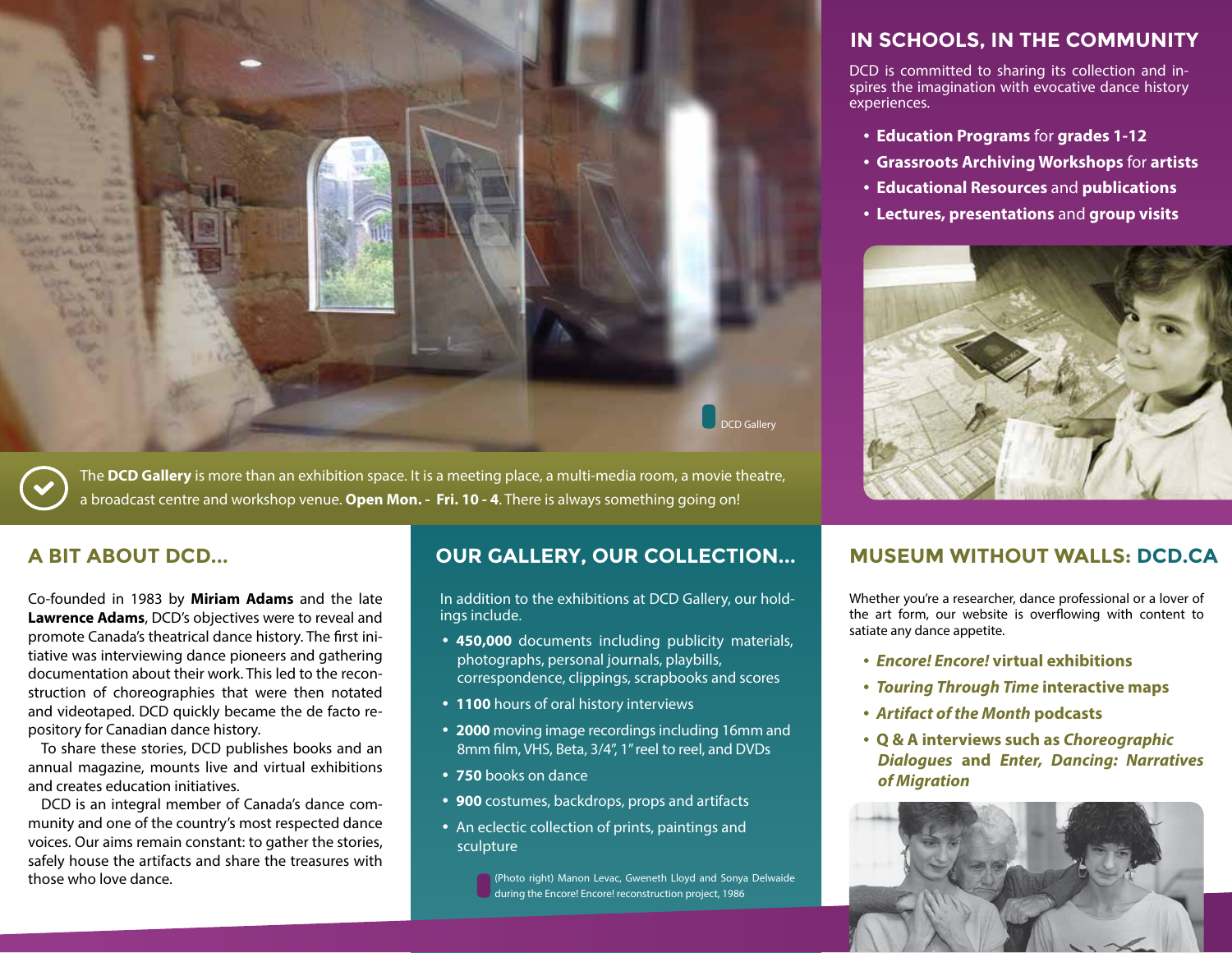DCD Gallery

The **DCD Gallery** is more than an exhibition space. It is a meeting place, a multi-media room, a movie theatre, a broadcast centre and workshop venue. **Open Mon. - Fri. 10 - 4**. There is always something going on!

## IN SCHOOLS, IN THE COMMUNITY

DCD is committed to sharing its collection and inspires the imagination with evocative dance history experiences.

- **Education Programs** for **grades 1-12**
- **Grassroots Archiving Workshops** for **artists**
- **Educational Resources** and **publications**
- **Lectures, presentations** and **group visits**

## A BIT ABOUT DCD...

Co-founded in 1983 by **Miriam Adams** and the late **Lawrence Adams**, DCD's objectives were to reveal and promote Canada's theatrical dance history. The first initiative was interviewing dance pioneers and gathering documentation about their work. This led to the reconstruction of choreographies that were then notated and videotaped. DCD quickly became the de facto repository for Canadian dance history.

To share these stories, DCD publishes books and an annual magazine, mounts live and virtual exhibitions and creates education initiatives.

DCD is an integral member of Canada's dance community and one of the country's most respected dance voices. Our aims remain constant: to gather the stories, safely house the artifacts and share the treasures with those who love dance.

## OUR GALLERY, OUR COLLECTION...

In addition to the exhibitions at DCD Gallery, our holdings include.

- **450,000** documents including publicity materials, photographs, personal journals, playbills, correspondence, clippings, scrapbooks and scores
- **1100** hours of oral history interviews
- **2000** moving image recordings including 16mm and 8mm film, VHS, Beta, 3/4", 1" reel to reel, and DVDs
- **750** books on dance
- **900** costumes, backdrops, props and artifacts
- An eclectic collection of prints, paintings and sculpture

(Photo right) Manon Levac, Gweneth Lloyd and Sonya Delwaide during the Encore! Encore! reconstruction project, 1986

## MUSEUM WITHOUT WALLS: DCD.CA

Whether you're a researcher, dance professional or a lover of the art form, our website is overflowing with content to satiate any dance appetite.

- ***Encore! Encore!* virtual exhibitions**
- ***Touring Through Time* interactive maps**
- ***Artifact of the Month* podcasts**
- **Q & A interviews such as *Choreographic Dialogues* and *Enter, Dancing: Narratives of Migration***